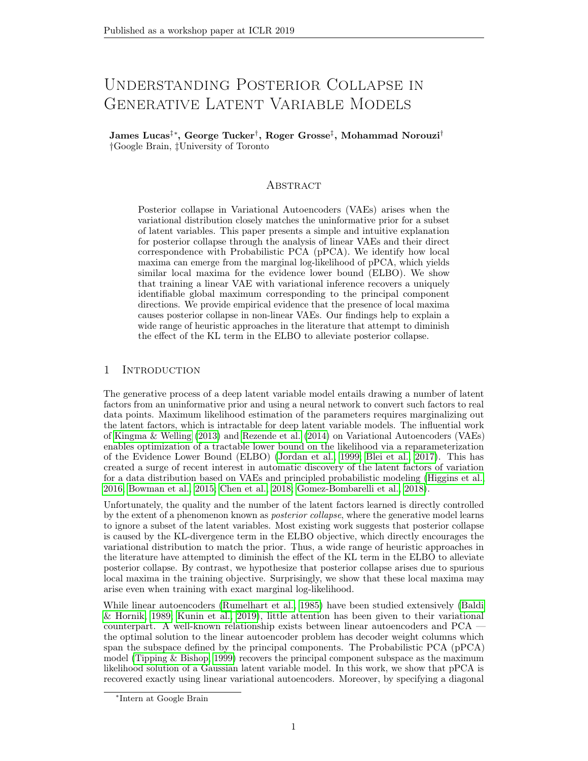# Understanding Posterior Collapse in Generative Latent Variable Models

**James Lucas**[‡*], **George Tucker**[†], **Roger Grosse**[‡], **Mohammad Norouzi**[†]
[†]Google Brain, [‡]University of Toronto

## Abstract

Posterior collapse in Variational Autoencoders (VAEs) arises when the variational distribution closely matches the uninformative prior for a subset of latent variables. This paper presents a simple and intuitive explanation for posterior collapse through the analysis of linear VAEs and their direct correspondence with Probabilistic PCA (pPCA). We identify how local maxima can emerge from the marginal log-likelihood of pPCA, which yields similar local maxima for the evidence lower bound (ELBO). We show that training a linear VAE with variational inference recovers a uniquely identifiable global maximum corresponding to the principal component directions. We provide empirical evidence that the presence of local maxima causes posterior collapse in non-linear VAEs. Our findings help to explain a wide range of heuristic approaches in the literature that attempt to diminish the effect of the KL term in the ELBO to alleviate posterior collapse.

## 1 Introduction

The generative process of a deep latent variable model entails drawing a number of latent factors from an uninformative prior and using a neural network to convert such factors to real data points. Maximum likelihood estimation of the parameters requires marginalizing out the latent factors, which is intractable for deep latent variable models. The influential work of Kingma & Welling (2013) and Rezende et al. (2014) on Variational Autoencoders (VAEs) enables optimization of a tractable lower bound on the likelihood via a reparameterization of the Evidence Lower Bound (ELBO) (Jordan et al., 1999; Blei et al., 2017). This has created a surge of recent interest in automatic discovery of the latent factors of variation for a data distribution based on VAEs and principled probabilistic modeling (Higgins et al., 2016; Bowman et al., 2015; Chen et al., 2018; Gomez-Bombarelli et al., 2018).

Unfortunately, the quality and the number of the latent factors learned is directly controlled by the extent of a phenomenon known as *posterior collapse*, where the generative model learns to ignore a subset of the latent variables. Most existing work suggests that posterior collapse is caused by the KL-divergence term in the ELBO objective, which directly encourages the variational distribution to match the prior. Thus, a wide range of heuristic approaches in the literature have attempted to diminish the effect of the KL term in the ELBO to alleviate posterior collapse. By contrast, we hypothesize that posterior collapse arises due to spurious local maxima in the training objective. Surprisingly, we show that these local maxima may arise even when training with exact marginal log-likelihood.

While linear autoencoders (Rumelhart et al., 1985) have been studied extensively (Baldi & Hornik, 1989; Kunin et al., 2019), little attention has been given to their variational counterpart. A well-known relationship exists between linear autoencoders and PCA — the optimal solution to the linear autoencoder problem has decoder weight columns which span the subspace defined by the principal components. The Probabilistic PCA (pPCA) model (Tipping & Bishop, 1999) recovers the principal component subspace as the maximum likelihood solution of a Gaussian latent variable model. In this work, we show that pPCA is recovered exactly using linear variational autoencoders. Moreover, by specifying a diagonal

[*]Intern at Google Brain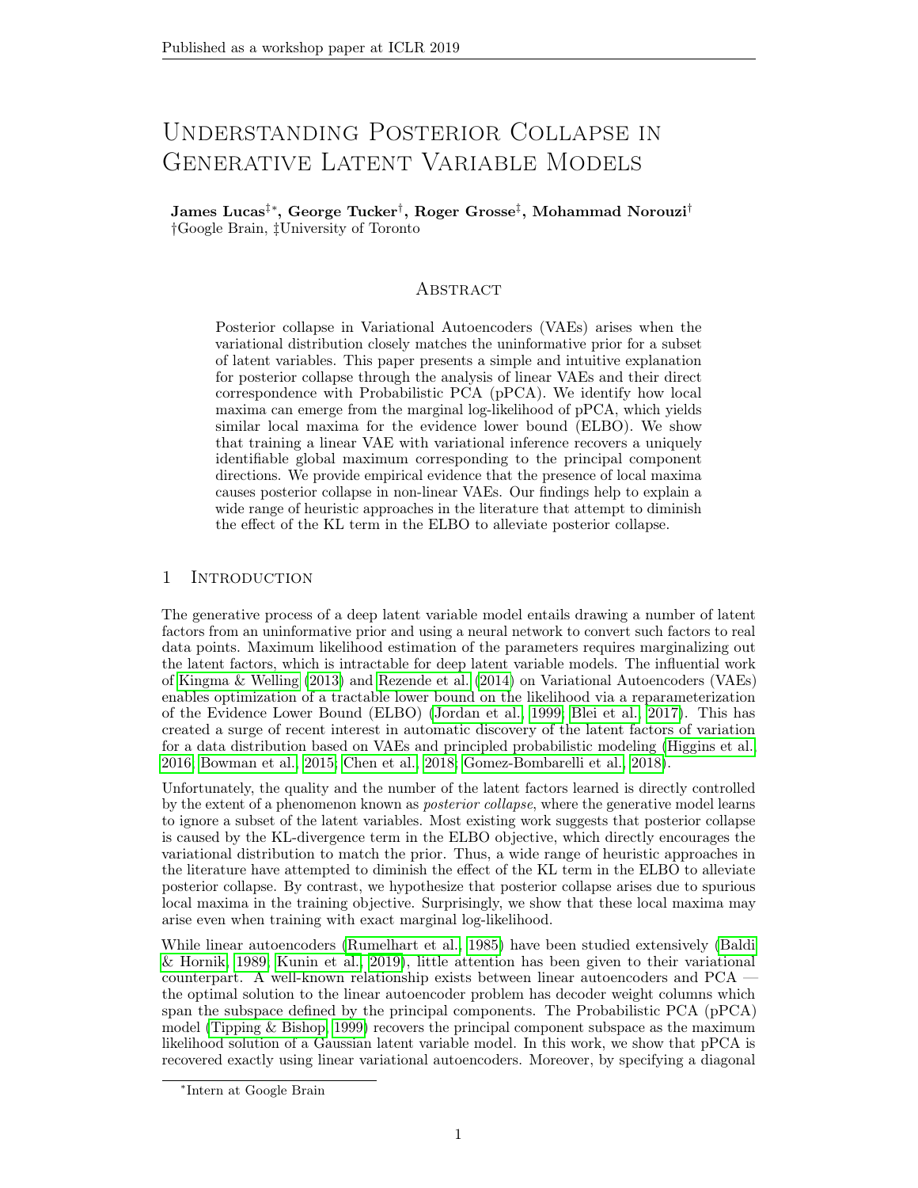# Understanding Posterior Collapse in Generative Latent Variable Models

**James Lucas**‡∗**, George Tucker**†**, Roger Grosse**‡**, Mohammad Norouzi**†
†Google Brain, ‡University of Toronto

## Abstract

Posterior collapse in Variational Autoencoders (VAEs) arises when the variational distribution closely matches the uninformative prior for a subset of latent variables. This paper presents a simple and intuitive explanation for posterior collapse through the analysis of linear VAEs and their direct correspondence with Probabilistic PCA (pPCA). We identify how local maxima can emerge from the marginal log-likelihood of pPCA, which yields similar local maxima for the evidence lower bound (ELBO). We show that training a linear VAE with variational inference recovers a uniquely identifiable global maximum corresponding to the principal component directions. We provide empirical evidence that the presence of local maxima causes posterior collapse in non-linear VAEs. Our findings help to explain a wide range of heuristic approaches in the literature that attempt to diminish the effect of the KL term in the ELBO to alleviate posterior collapse.

## 1 Introduction

The generative process of a deep latent variable model entails drawing a number of latent factors from an uninformative prior and using a neural network to convert such factors to real data points. Maximum likelihood estimation of the parameters requires marginalizing out the latent factors, which is intractable for deep latent variable models. The influential work of Kingma & Welling (2013) and Rezende et al. (2014) on Variational Autoencoders (VAEs) enables optimization of a tractable lower bound on the likelihood via a reparameterization of the Evidence Lower Bound (ELBO) (Jordan et al., 1999; Blei et al., 2017). This has created a surge of recent interest in automatic discovery of the latent factors of variation for a data distribution based on VAEs and principled probabilistic modeling (Higgins et al., 2016; Bowman et al., 2015; Chen et al., 2018; Gomez-Bombarelli et al., 2018).

Unfortunately, the quality and the number of the latent factors learned is directly controlled by the extent of a phenomenon known as *posterior collapse*, where the generative model learns to ignore a subset of the latent variables. Most existing work suggests that posterior collapse is caused by the KL-divergence term in the ELBO objective, which directly encourages the variational distribution to match the prior. Thus, a wide range of heuristic approaches in the literature have attempted to diminish the effect of the KL term in the ELBO to alleviate posterior collapse. By contrast, we hypothesize that posterior collapse arises due to spurious local maxima in the training objective. Surprisingly, we show that these local maxima may arise even when training with exact marginal log-likelihood.

While linear autoencoders (Rumelhart et al., 1985) have been studied extensively (Baldi & Hornik, 1989; Kunin et al., 2019), little attention has been given to their variational counterpart. A well-known relationship exists between linear autoencoders and PCA — the optimal solution to the linear autoencoder problem has decoder weight columns which span the subspace defined by the principal components. The Probabilistic PCA (pPCA) model (Tipping & Bishop, 1999) recovers the principal component subspace as the maximum likelihood solution of a Gaussian latent variable model. In this work, we show that pPCA is recovered exactly using linear variational autoencoders. Moreover, by specifying a diagonal

∗Intern at Google Brain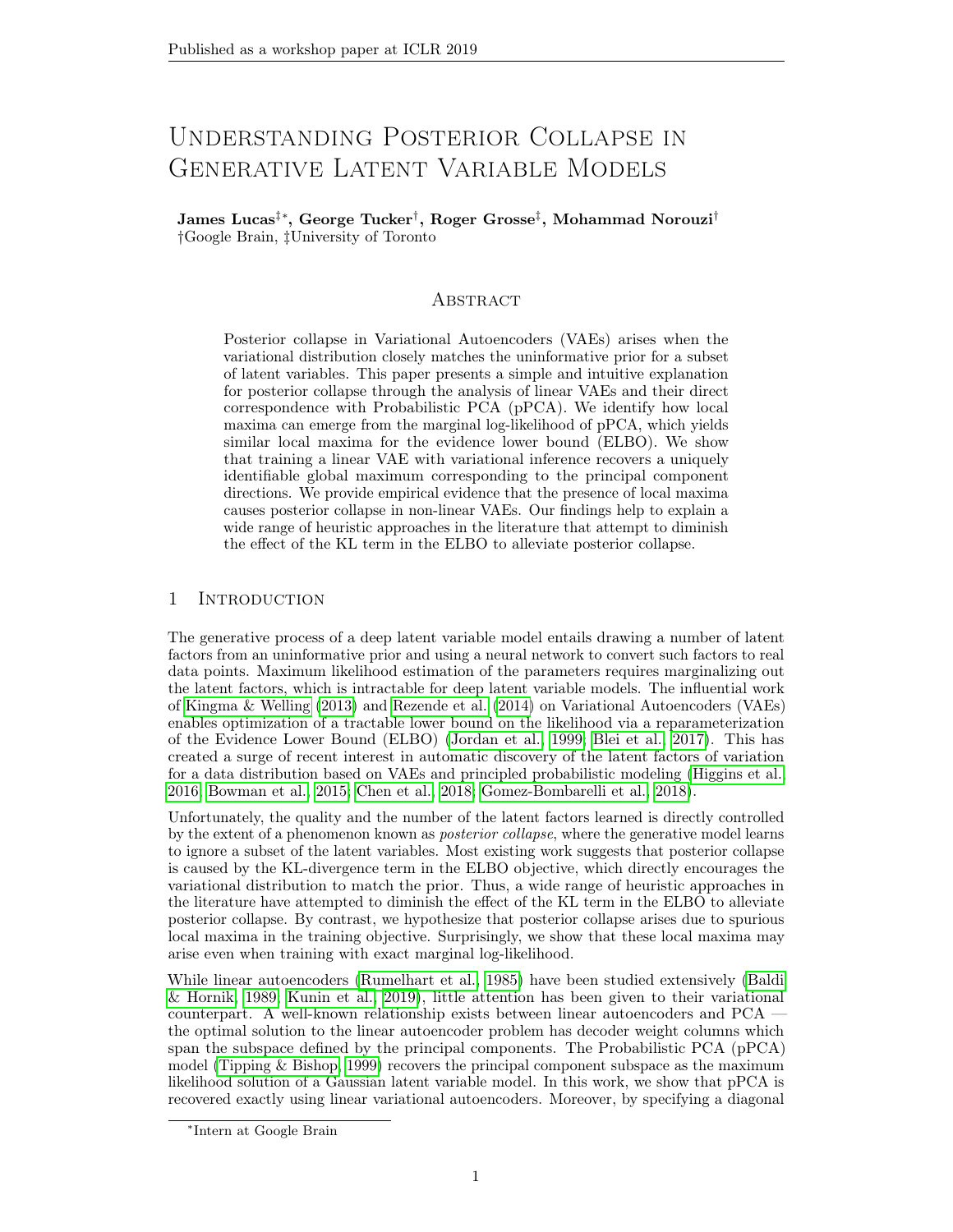# Understanding Posterior Collapse in Generative Latent Variable Models

**James Lucas[‡*], George Tucker[†], Roger Grosse[‡], Mohammad Norouzi[†]**
[†]Google Brain, [‡]University of Toronto

## Abstract

Posterior collapse in Variational Autoencoders (VAEs) arises when the variational distribution closely matches the uninformative prior for a subset of latent variables. This paper presents a simple and intuitive explanation for posterior collapse through the analysis of linear VAEs and their direct correspondence with Probabilistic PCA (pPCA). We identify how local maxima can emerge from the marginal log-likelihood of pPCA, which yields similar local maxima for the evidence lower bound (ELBO). We show that training a linear VAE with variational inference recovers a uniquely identifiable global maximum corresponding to the principal component directions. We provide empirical evidence that the presence of local maxima causes posterior collapse in non-linear VAEs. Our findings help to explain a wide range of heuristic approaches in the literature that attempt to diminish the effect of the KL term in the ELBO to alleviate posterior collapse.

## 1 Introduction

The generative process of a deep latent variable model entails drawing a number of latent factors from an uninformative prior and using a neural network to convert such factors to real data points. Maximum likelihood estimation of the parameters requires marginalizing out the latent factors, which is intractable for deep latent variable models. The influential work of Kingma & Welling (2013) and Rezende et al. (2014) on Variational Autoencoders (VAEs) enables optimization of a tractable lower bound on the likelihood via a reparameterization of the Evidence Lower Bound (ELBO) (Jordan et al., 1999; Blei et al., 2017). This has created a surge of recent interest in automatic discovery of the latent factors of variation for a data distribution based on VAEs and principled probabilistic modeling (Higgins et al., 2016; Bowman et al., 2015; Chen et al., 2018; Gomez-Bombarelli et al., 2018).

Unfortunately, the quality and the number of the latent factors learned is directly controlled by the extent of a phenomenon known as *posterior collapse*, where the generative model learns to ignore a subset of the latent variables. Most existing work suggests that posterior collapse is caused by the KL-divergence term in the ELBO objective, which directly encourages the variational distribution to match the prior. Thus, a wide range of heuristic approaches in the literature have attempted to diminish the effect of the KL term in the ELBO to alleviate posterior collapse. By contrast, we hypothesize that posterior collapse arises due to spurious local maxima in the training objective. Surprisingly, we show that these local maxima may arise even when training with exact marginal log-likelihood.

While linear autoencoders (Rumelhart et al., 1985) have been studied extensively (Baldi & Hornik, 1989; Kunin et al., 2019), little attention has been given to their variational counterpart. A well-known relationship exists between linear autoencoders and PCA — the optimal solution to the linear autoencoder problem has decoder weight columns which span the subspace defined by the principal components. The Probabilistic PCA (pPCA) model (Tipping & Bishop, 1999) recovers the principal component subspace as the maximum likelihood solution of a Gaussian latent variable model. In this work, we show that pPCA is recovered exactly using linear variational autoencoders. Moreover, by specifying a diagonal

[*]Intern at Google Brain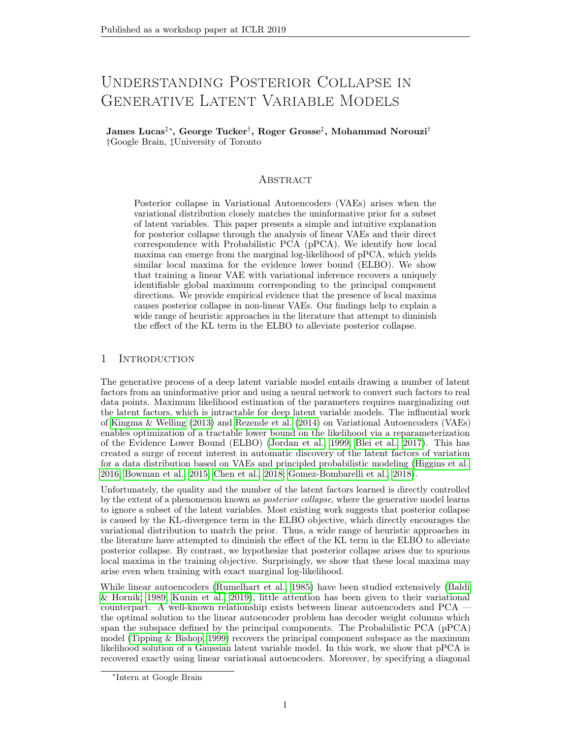# Understanding Posterior Collapse in Generative Latent Variable Models

**James Lucas[‡]\*, George Tucker[†], Roger Grosse[‡], Mohammad Norouzi[†]**
†Google Brain, ‡University of Toronto

## Abstract

Posterior collapse in Variational Autoencoders (VAEs) arises when the variational distribution closely matches the uninformative prior for a subset of latent variables. This paper presents a simple and intuitive explanation for posterior collapse through the analysis of linear VAEs and their direct correspondence with Probabilistic PCA (pPCA). We identify how local maxima can emerge from the marginal log-likelihood of pPCA, which yields similar local maxima for the evidence lower bound (ELBO). We show that training a linear VAE with variational inference recovers a uniquely identifiable global maximum corresponding to the principal component directions. We provide empirical evidence that the presence of local maxima causes posterior collapse in non-linear VAEs. Our findings help to explain a wide range of heuristic approaches in the literature that attempt to diminish the effect of the KL term in the ELBO to alleviate posterior collapse.

## 1 Introduction

The generative process of a deep latent variable model entails drawing a number of latent factors from an uninformative prior and using a neural network to convert such factors to real data points. Maximum likelihood estimation of the parameters requires marginalizing out the latent factors, which is intractable for deep latent variable models. The influential work of Kingma & Welling (2013) and Rezende et al. (2014) on Variational Autoencoders (VAEs) enables optimization of a tractable lower bound on the likelihood via a reparameterization of the Evidence Lower Bound (ELBO) (Jordan et al., 1999; Blei et al., 2017). This has created a surge of recent interest in automatic discovery of the latent factors of variation for a data distribution based on VAEs and principled probabilistic modeling (Higgins et al., 2016; Bowman et al., 2015; Chen et al., 2018; Gomez-Bombarelli et al., 2018).

Unfortunately, the quality and the number of the latent factors learned is directly controlled by the extent of a phenomenon known as *posterior collapse*, where the generative model learns to ignore a subset of the latent variables. Most existing work suggests that posterior collapse is caused by the KL-divergence term in the ELBO objective, which directly encourages the variational distribution to match the prior. Thus, a wide range of heuristic approaches in the literature have attempted to diminish the effect of the KL term in the ELBO to alleviate posterior collapse. By contrast, we hypothesize that posterior collapse arises due to spurious local maxima in the training objective. Surprisingly, we show that these local maxima may arise even when training with exact marginal log-likelihood.

While linear autoencoders (Rumelhart et al., 1985) have been studied extensively (Baldi & Hornik, 1989; Kunin et al., 2019), little attention has been given to their variational counterpart. A well-known relationship exists between linear autoencoders and PCA — the optimal solution to the linear autoencoder problem has decoder weight columns which span the subspace defined by the principal components. The Probabilistic PCA (pPCA) model (Tipping & Bishop, 1999) recovers the principal component subspace as the maximum likelihood solution of a Gaussian latent variable model. In this work, we show that pPCA is recovered exactly using linear variational autoencoders. Moreover, by specifying a diagonal

\*Intern at Google Brain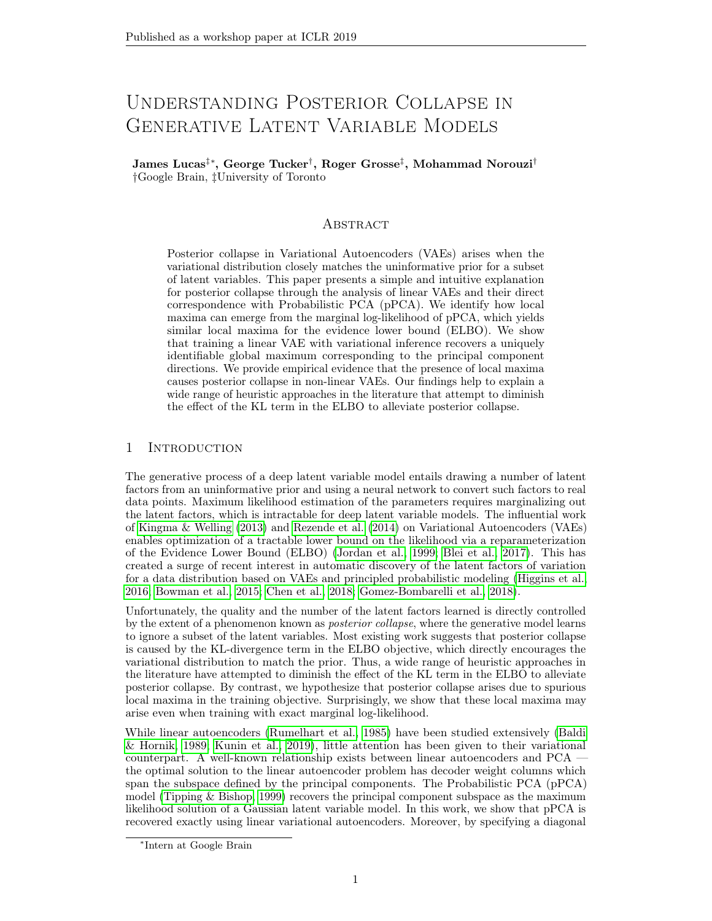# Understanding Posterior Collapse in Generative Latent Variable Models

**James Lucas**[‡*], **George Tucker**[†], **Roger Grosse**[‡], **Mohammad Norouzi**[†]
[†]Google Brain, [‡]University of Toronto

## Abstract

Posterior collapse in Variational Autoencoders (VAEs) arises when the variational distribution closely matches the uninformative prior for a subset of latent variables. This paper presents a simple and intuitive explanation for posterior collapse through the analysis of linear VAEs and their direct correspondence with Probabilistic PCA (pPCA). We identify how local maxima can emerge from the marginal log-likelihood of pPCA, which yields similar local maxima for the evidence lower bound (ELBO). We show that training a linear VAE with variational inference recovers a uniquely identifiable global maximum corresponding to the principal component directions. We provide empirical evidence that the presence of local maxima causes posterior collapse in non-linear VAEs. Our findings help to explain a wide range of heuristic approaches in the literature that attempt to diminish the effect of the KL term in the ELBO to alleviate posterior collapse.

## 1 Introduction

The generative process of a deep latent variable model entails drawing a number of latent factors from an uninformative prior and using a neural network to convert such factors to real data points. Maximum likelihood estimation of the parameters requires marginalizing out the latent factors, which is intractable for deep latent variable models. The influential work of Kingma & Welling (2013) and Rezende et al. (2014) on Variational Autoencoders (VAEs) enables optimization of a tractable lower bound on the likelihood via a reparameterization of the Evidence Lower Bound (ELBO) (Jordan et al., 1999; Blei et al., 2017). This has created a surge of recent interest in automatic discovery of the latent factors of variation for a data distribution based on VAEs and principled probabilistic modeling (Higgins et al., 2016; Bowman et al., 2015; Chen et al., 2018; Gomez-Bombarelli et al., 2018).

Unfortunately, the quality and the number of the latent factors learned is directly controlled by the extent of a phenomenon known as *posterior collapse*, where the generative model learns to ignore a subset of the latent variables. Most existing work suggests that posterior collapse is caused by the KL-divergence term in the ELBO objective, which directly encourages the variational distribution to match the prior. Thus, a wide range of heuristic approaches in the literature have attempted to diminish the effect of the KL term in the ELBO to alleviate posterior collapse. By contrast, we hypothesize that posterior collapse arises due to spurious local maxima in the training objective. Surprisingly, we show that these local maxima may arise even when training with exact marginal log-likelihood.

While linear autoencoders (Rumelhart et al., 1985) have been studied extensively (Baldi & Hornik, 1989; Kunin et al., 2019), little attention has been given to their variational counterpart. A well-known relationship exists between linear autoencoders and PCA — the optimal solution to the linear autoencoder problem has decoder weight columns which span the subspace defined by the principal components. The Probabilistic PCA (pPCA) model (Tipping & Bishop, 1999) recovers the principal component subspace as the maximum likelihood solution of a Gaussian latent variable model. In this work, we show that pPCA is recovered exactly using linear variational autoencoders. Moreover, by specifying a diagonal

[*]Intern at Google Brain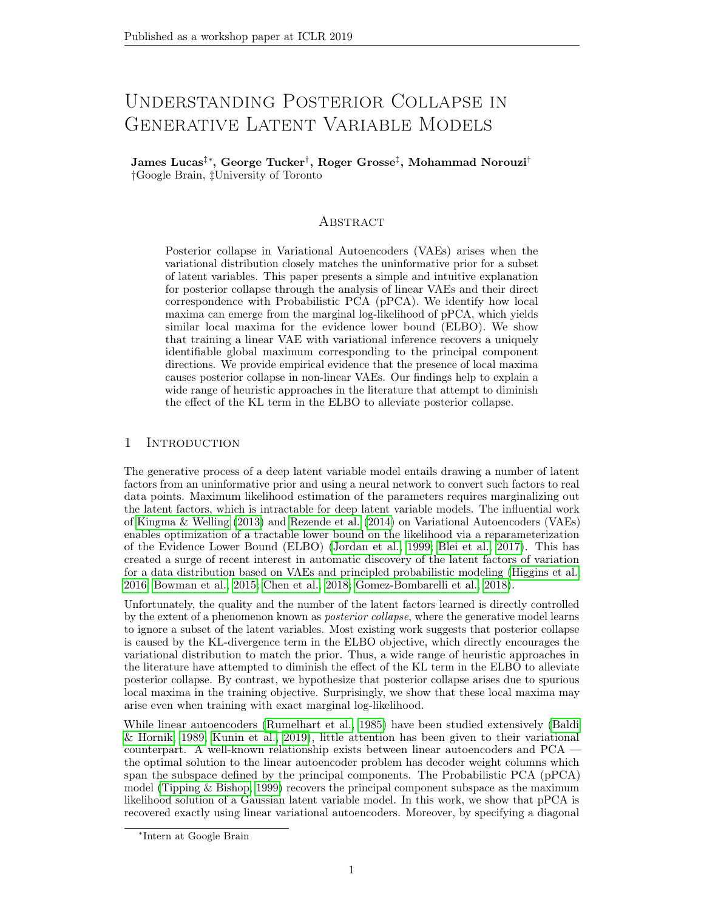# Understanding Posterior Collapse in Generative Latent Variable Models

**James Lucas[‡*], George Tucker[†], Roger Grosse[‡], Mohammad Norouzi[†]**
†Google Brain, ‡University of Toronto

## Abstract

Posterior collapse in Variational Autoencoders (VAEs) arises when the variational distribution closely matches the uninformative prior for a subset of latent variables. This paper presents a simple and intuitive explanation for posterior collapse through the analysis of linear VAEs and their direct correspondence with Probabilistic PCA (pPCA). We identify how local maxima can emerge from the marginal log-likelihood of pPCA, which yields similar local maxima for the evidence lower bound (ELBO). We show that training a linear VAE with variational inference recovers a uniquely identifiable global maximum corresponding to the principal component directions. We provide empirical evidence that the presence of local maxima causes posterior collapse in non-linear VAEs. Our findings help to explain a wide range of heuristic approaches in the literature that attempt to diminish the effect of the KL term in the ELBO to alleviate posterior collapse.

## 1 Introduction

The generative process of a deep latent variable model entails drawing a number of latent factors from an uninformative prior and using a neural network to convert such factors to real data points. Maximum likelihood estimation of the parameters requires marginalizing out the latent factors, which is intractable for deep latent variable models. The influential work of Kingma & Welling (2013) and Rezende et al. (2014) on Variational Autoencoders (VAEs) enables optimization of a tractable lower bound on the likelihood via a reparameterization of the Evidence Lower Bound (ELBO) (Jordan et al., 1999; Blei et al., 2017). This has created a surge of recent interest in automatic discovery of the latent factors of variation for a data distribution based on VAEs and principled probabilistic modeling (Higgins et al., 2016; Bowman et al., 2015; Chen et al., 2018; Gomez-Bombarelli et al., 2018).

Unfortunately, the quality and the number of the latent factors learned is directly controlled by the extent of a phenomenon known as *posterior collapse*, where the generative model learns to ignore a subset of the latent variables. Most existing work suggests that posterior collapse is caused by the KL-divergence term in the ELBO objective, which directly encourages the variational distribution to match the prior. Thus, a wide range of heuristic approaches in the literature have attempted to diminish the effect of the KL term in the ELBO to alleviate posterior collapse. By contrast, we hypothesize that posterior collapse arises due to spurious local maxima in the training objective. Surprisingly, we show that these local maxima may arise even when training with exact marginal log-likelihood.

While linear autoencoders (Rumelhart et al., 1985) have been studied extensively (Baldi & Hornik, 1989; Kunin et al., 2019), little attention has been given to their variational counterpart. A well-known relationship exists between linear autoencoders and PCA — the optimal solution to the linear autoencoder problem has decoder weight columns which span the subspace defined by the principal components. The Probabilistic PCA (pPCA) model (Tipping & Bishop, 1999) recovers the principal component subspace as the maximum likelihood solution of a Gaussian latent variable model. In this work, we show that pPCA is recovered exactly using linear variational autoencoders. Moreover, by specifying a diagonal

*Intern at Google Brain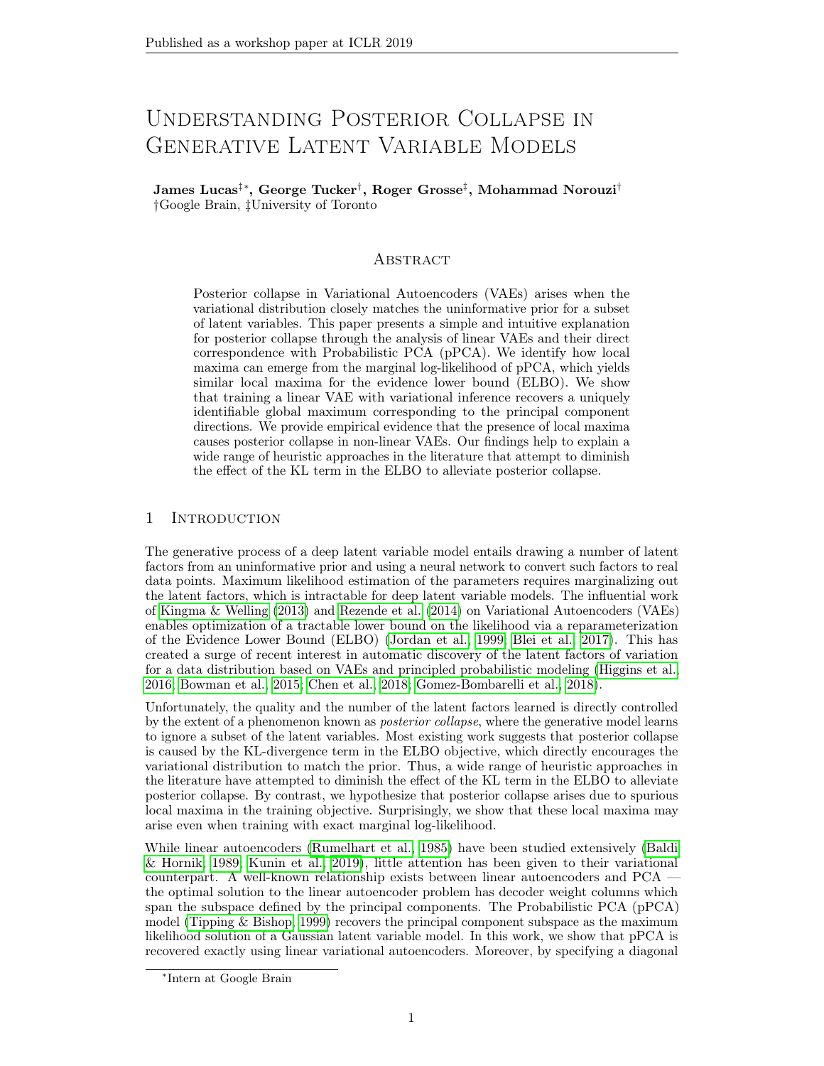# Understanding Posterior Collapse in Generative Latent Variable Models

**James Lucas**[‡*], **George Tucker**[†], **Roger Grosse**[‡], **Mohammad Norouzi**[†]
[†]Google Brain, [‡]University of Toronto

## Abstract

Posterior collapse in Variational Autoencoders (VAEs) arises when the variational distribution closely matches the uninformative prior for a subset of latent variables. This paper presents a simple and intuitive explanation for posterior collapse through the analysis of linear VAEs and their direct correspondence with Probabilistic PCA (pPCA). We identify how local maxima can emerge from the marginal log-likelihood of pPCA, which yields similar local maxima for the evidence lower bound (ELBO). We show that training a linear VAE with variational inference recovers a uniquely identifiable global maximum corresponding to the principal component directions. We provide empirical evidence that the presence of local maxima causes posterior collapse in non-linear VAEs. Our findings help to explain a wide range of heuristic approaches in the literature that attempt to diminish the effect of the KL term in the ELBO to alleviate posterior collapse.

## 1 Introduction

The generative process of a deep latent variable model entails drawing a number of latent factors from an uninformative prior and using a neural network to convert such factors to real data points. Maximum likelihood estimation of the parameters requires marginalizing out the latent factors, which is intractable for deep latent variable models. The influential work of Kingma & Welling (2013) and Rezende et al. (2014) on Variational Autoencoders (VAEs) enables optimization of a tractable lower bound on the likelihood via a reparameterization of the Evidence Lower Bound (ELBO) (Jordan et al., 1999; Blei et al., 2017). This has created a surge of recent interest in automatic discovery of the latent factors of variation for a data distribution based on VAEs and principled probabilistic modeling (Higgins et al., 2016; Bowman et al., 2015; Chen et al., 2018; Gomez-Bombarelli et al., 2018).

Unfortunately, the quality and the number of the latent factors learned is directly controlled by the extent of a phenomenon known as *posterior collapse*, where the generative model learns to ignore a subset of the latent variables. Most existing work suggests that posterior collapse is caused by the KL-divergence term in the ELBO objective, which directly encourages the variational distribution to match the prior. Thus, a wide range of heuristic approaches in the literature have attempted to diminish the effect of the KL term in the ELBO to alleviate posterior collapse. By contrast, we hypothesize that posterior collapse arises due to spurious local maxima in the training objective. Surprisingly, we show that these local maxima may arise even when training with exact marginal log-likelihood.

While linear autoencoders (Rumelhart et al., 1985) have been studied extensively (Baldi & Hornik, 1989; Kunin et al., 2019), little attention has been given to their variational counterpart. A well-known relationship exists between linear autoencoders and PCA — the optimal solution to the linear autoencoder problem has decoder weight columns which span the subspace defined by the principal components. The Probabilistic PCA (pPCA) model (Tipping & Bishop, 1999) recovers the principal component subspace as the maximum likelihood solution of a Gaussian latent variable model. In this work, we show that pPCA is recovered exactly using linear variational autoencoders. Moreover, by specifying a diagonal

[*]Intern at Google Brain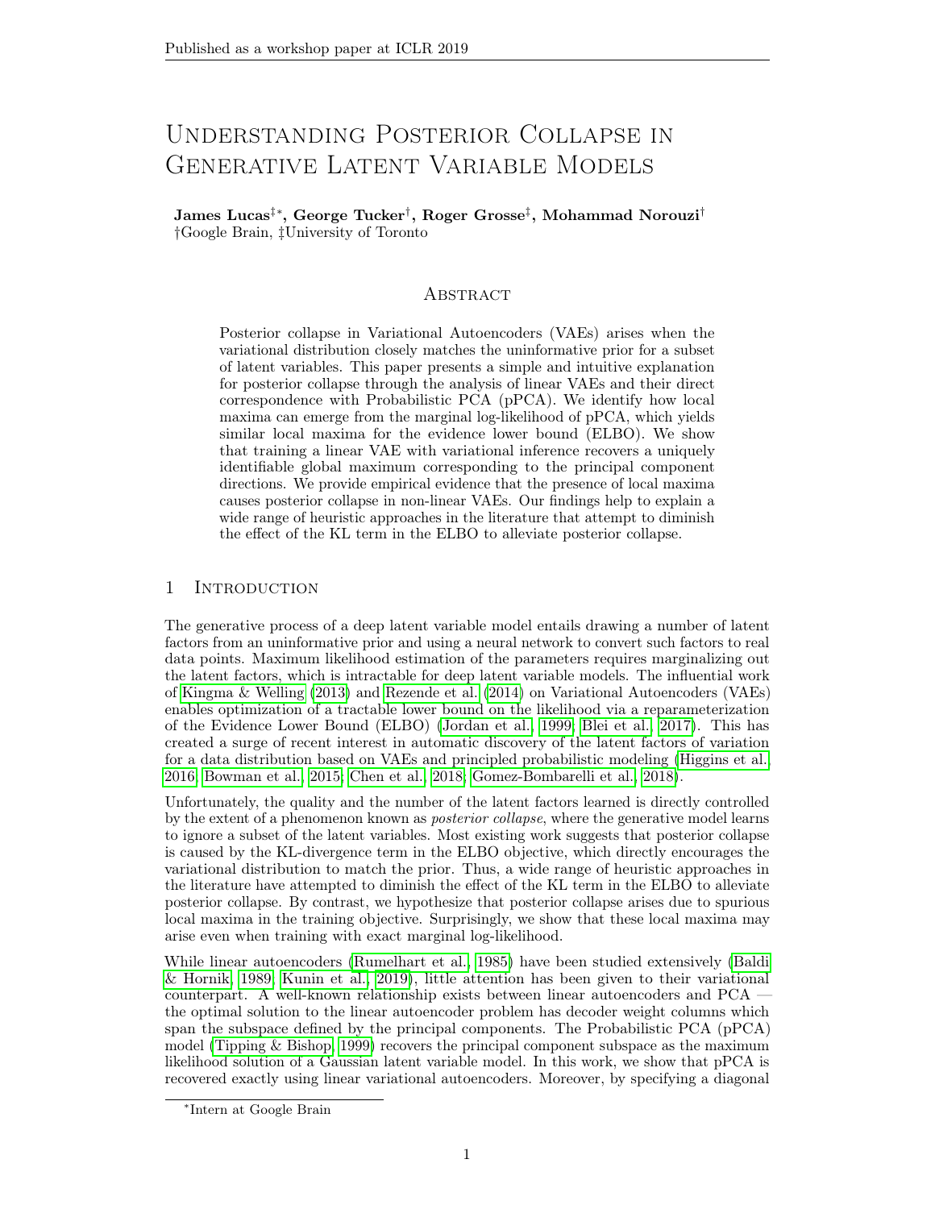# Understanding Posterior Collapse in Generative Latent Variable Models

**James Lucas[‡*], George Tucker[†], Roger Grosse[‡], Mohammad Norouzi[†]**
[†]Google Brain, [‡]University of Toronto

## Abstract

Posterior collapse in Variational Autoencoders (VAEs) arises when the variational distribution closely matches the uninformative prior for a subset of latent variables. This paper presents a simple and intuitive explanation for posterior collapse through the analysis of linear VAEs and their direct correspondence with Probabilistic PCA (pPCA). We identify how local maxima can emerge from the marginal log-likelihood of pPCA, which yields similar local maxima for the evidence lower bound (ELBO). We show that training a linear VAE with variational inference recovers a uniquely identifiable global maximum corresponding to the principal component directions. We provide empirical evidence that the presence of local maxima causes posterior collapse in non-linear VAEs. Our findings help to explain a wide range of heuristic approaches in the literature that attempt to diminish the effect of the KL term in the ELBO to alleviate posterior collapse.

## 1 Introduction

The generative process of a deep latent variable model entails drawing a number of latent factors from an uninformative prior and using a neural network to convert such factors to real data points. Maximum likelihood estimation of the parameters requires marginalizing out the latent factors, which is intractable for deep latent variable models. The influential work of Kingma & Welling (2013) and Rezende et al. (2014) on Variational Autoencoders (VAEs) enables optimization of a tractable lower bound on the likelihood via a reparameterization of the Evidence Lower Bound (ELBO) (Jordan et al., 1999; Blei et al., 2017). This has created a surge of recent interest in automatic discovery of the latent factors of variation for a data distribution based on VAEs and principled probabilistic modeling (Higgins et al., 2016; Bowman et al., 2015; Chen et al., 2018; Gomez-Bombarelli et al., 2018).

Unfortunately, the quality and the number of the latent factors learned is directly controlled by the extent of a phenomenon known as *posterior collapse*, where the generative model learns to ignore a subset of the latent variables. Most existing work suggests that posterior collapse is caused by the KL-divergence term in the ELBO objective, which directly encourages the variational distribution to match the prior. Thus, a wide range of heuristic approaches in the literature have attempted to diminish the effect of the KL term in the ELBO to alleviate posterior collapse. By contrast, we hypothesize that posterior collapse arises due to spurious local maxima in the training objective. Surprisingly, we show that these local maxima may arise even when training with exact marginal log-likelihood.

While linear autoencoders (Rumelhart et al., 1985) have been studied extensively (Baldi & Hornik, 1989; Kunin et al., 2019), little attention has been given to their variational counterpart. A well-known relationship exists between linear autoencoders and PCA — the optimal solution to the linear autoencoder problem has decoder weight columns which span the subspace defined by the principal components. The Probabilistic PCA (pPCA) model (Tipping & Bishop, 1999) recovers the principal component subspace as the maximum likelihood solution of a Gaussian latent variable model. In this work, we show that pPCA is recovered exactly using linear variational autoencoders. Moreover, by specifying a diagonal

[*]Intern at Google Brain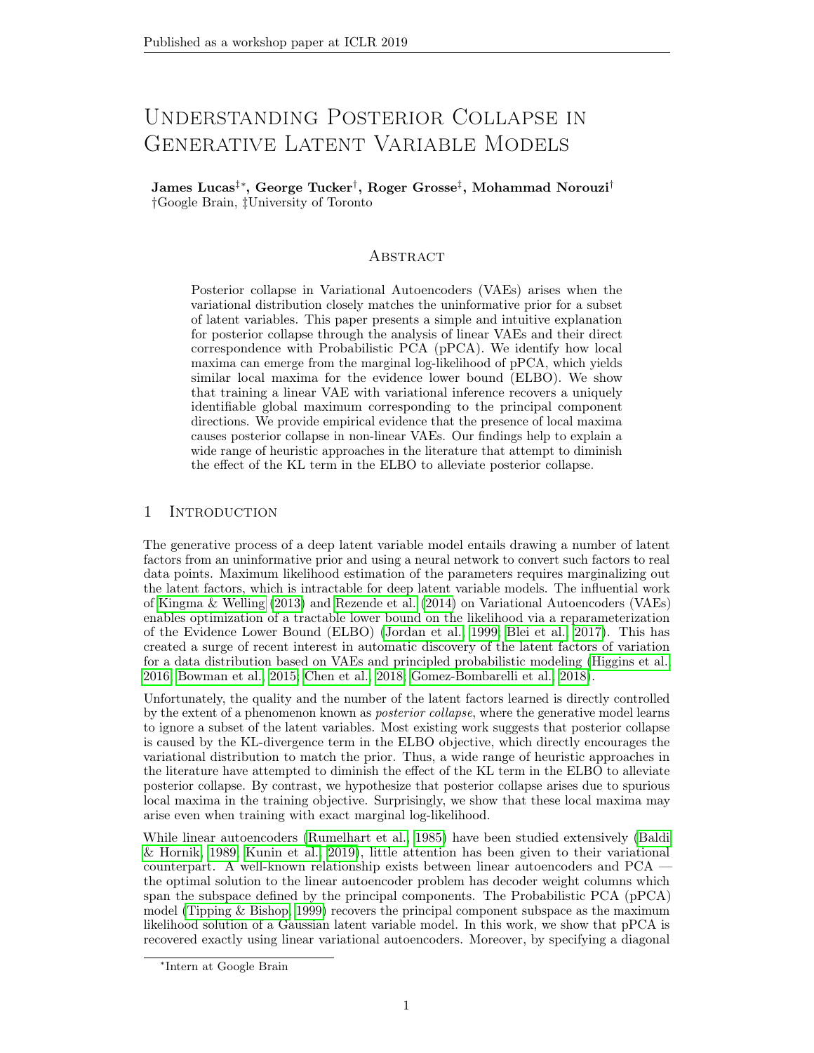# Understanding Posterior Collapse in Generative Latent Variable Models

**James Lucas[‡*], George Tucker[†], Roger Grosse[‡], Mohammad Norouzi[†]**
†Google Brain, ‡University of Toronto

## Abstract

Posterior collapse in Variational Autoencoders (VAEs) arises when the variational distribution closely matches the uninformative prior for a subset of latent variables. This paper presents a simple and intuitive explanation for posterior collapse through the analysis of linear VAEs and their direct correspondence with Probabilistic PCA (pPCA). We identify how local maxima can emerge from the marginal log-likelihood of pPCA, which yields similar local maxima for the evidence lower bound (ELBO). We show that training a linear VAE with variational inference recovers a uniquely identifiable global maximum corresponding to the principal component directions. We provide empirical evidence that the presence of local maxima causes posterior collapse in non-linear VAEs. Our findings help to explain a wide range of heuristic approaches in the literature that attempt to diminish the effect of the KL term in the ELBO to alleviate posterior collapse.

## 1 Introduction

The generative process of a deep latent variable model entails drawing a number of latent factors from an uninformative prior and using a neural network to convert such factors to real data points. Maximum likelihood estimation of the parameters requires marginalizing out the latent factors, which is intractable for deep latent variable models. The influential work of Kingma & Welling (2013) and Rezende et al. (2014) on Variational Autoencoders (VAEs) enables optimization of a tractable lower bound on the likelihood via a reparameterization of the Evidence Lower Bound (ELBO) (Jordan et al., 1999; Blei et al., 2017). This has created a surge of recent interest in automatic discovery of the latent factors of variation for a data distribution based on VAEs and principled probabilistic modeling (Higgins et al., 2016; Bowman et al., 2015; Chen et al., 2018; Gomez-Bombarelli et al., 2018).

Unfortunately, the quality and the number of the latent factors learned is directly controlled by the extent of a phenomenon known as *posterior collapse*, where the generative model learns to ignore a subset of the latent variables. Most existing work suggests that posterior collapse is caused by the KL-divergence term in the ELBO objective, which directly encourages the variational distribution to match the prior. Thus, a wide range of heuristic approaches in the literature have attempted to diminish the effect of the KL term in the ELBO to alleviate posterior collapse. By contrast, we hypothesize that posterior collapse arises due to spurious local maxima in the training objective. Surprisingly, we show that these local maxima may arise even when training with exact marginal log-likelihood.

While linear autoencoders (Rumelhart et al., 1985) have been studied extensively (Baldi & Hornik, 1989; Kunin et al., 2019), little attention has been given to their variational counterpart. A well-known relationship exists between linear autoencoders and PCA — the optimal solution to the linear autoencoder problem has decoder weight columns which span the subspace defined by the principal components. The Probabilistic PCA (pPCA) model (Tipping & Bishop, 1999) recovers the principal component subspace as the maximum likelihood solution of a Gaussian latent variable model. In this work, we show that pPCA is recovered exactly using linear variational autoencoders. Moreover, by specifying a diagonal

*Intern at Google Brain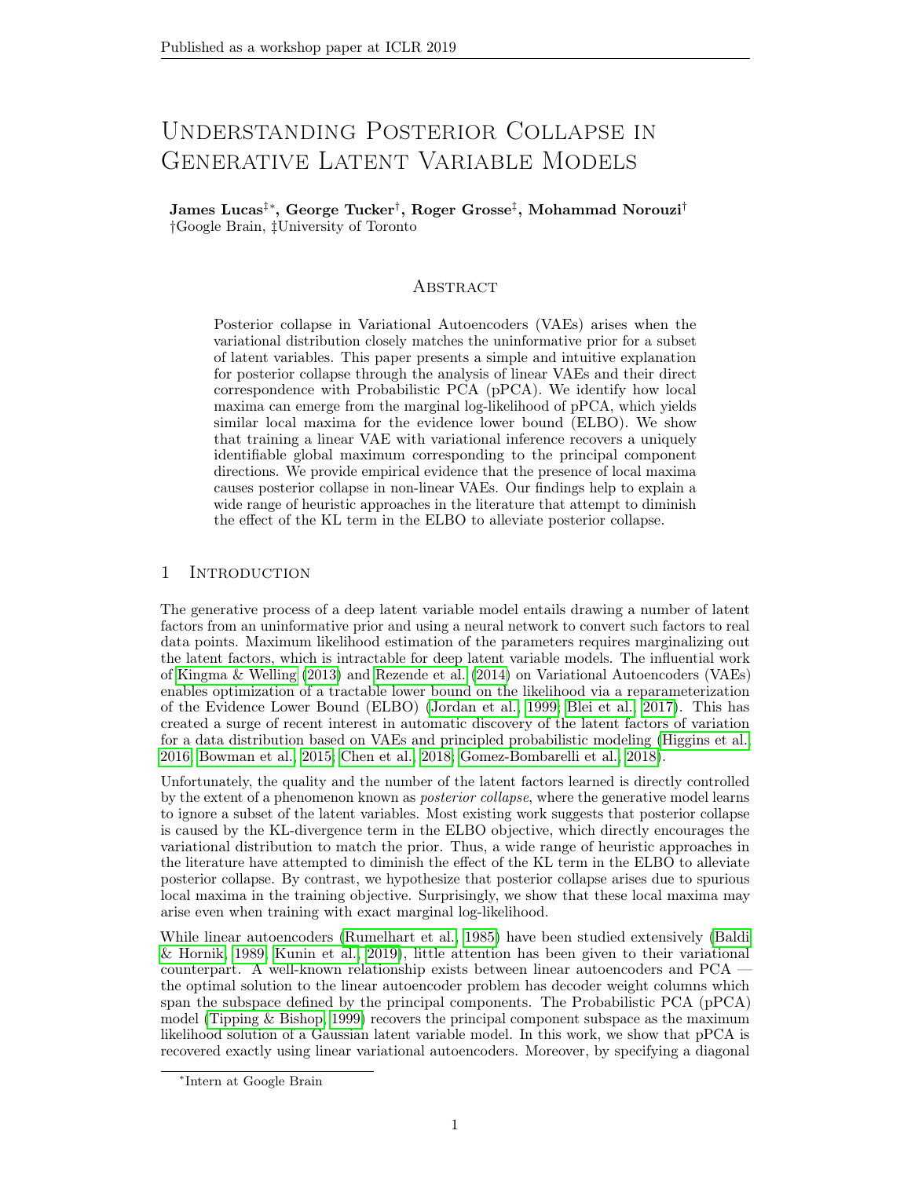# Understanding Posterior Collapse in Generative Latent Variable Models

**James Lucas[‡*], George Tucker[†], Roger Grosse[‡], Mohammad Norouzi[†]**
†Google Brain, ‡University of Toronto

## Abstract

Posterior collapse in Variational Autoencoders (VAEs) arises when the variational distribution closely matches the uninformative prior for a subset of latent variables. This paper presents a simple and intuitive explanation for posterior collapse through the analysis of linear VAEs and their direct correspondence with Probabilistic PCA (pPCA). We identify how local maxima can emerge from the marginal log-likelihood of pPCA, which yields similar local maxima for the evidence lower bound (ELBO). We show that training a linear VAE with variational inference recovers a uniquely identifiable global maximum corresponding to the principal component directions. We provide empirical evidence that the presence of local maxima causes posterior collapse in non-linear VAEs. Our findings help to explain a wide range of heuristic approaches in the literature that attempt to diminish the effect of the KL term in the ELBO to alleviate posterior collapse.

## 1 Introduction

The generative process of a deep latent variable model entails drawing a number of latent factors from an uninformative prior and using a neural network to convert such factors to real data points. Maximum likelihood estimation of the parameters requires marginalizing out the latent factors, which is intractable for deep latent variable models. The influential work of Kingma & Welling (2013) and Rezende et al. (2014) on Variational Autoencoders (VAEs) enables optimization of a tractable lower bound on the likelihood via a reparameterization of the Evidence Lower Bound (ELBO) (Jordan et al., 1999; Blei et al., 2017). This has created a surge of recent interest in automatic discovery of the latent factors of variation for a data distribution based on VAEs and principled probabilistic modeling (Higgins et al., 2016; Bowman et al., 2015; Chen et al., 2018; Gomez-Bombarelli et al., 2018).

Unfortunately, the quality and the number of the latent factors learned is directly controlled by the extent of a phenomenon known as *posterior collapse*, where the generative model learns to ignore a subset of the latent variables. Most existing work suggests that posterior collapse is caused by the KL-divergence term in the ELBO objective, which directly encourages the variational distribution to match the prior. Thus, a wide range of heuristic approaches in the literature have attempted to diminish the effect of the KL term in the ELBO to alleviate posterior collapse. By contrast, we hypothesize that posterior collapse arises due to spurious local maxima in the training objective. Surprisingly, we show that these local maxima may arise even when training with exact marginal log-likelihood.

While linear autoencoders (Rumelhart et al., 1985) have been studied extensively (Baldi & Hornik, 1989; Kunin et al., 2019), little attention has been given to their variational counterpart. A well-known relationship exists between linear autoencoders and PCA — the optimal solution to the linear autoencoder problem has decoder weight columns which span the subspace defined by the principal components. The Probabilistic PCA (pPCA) model (Tipping & Bishop, 1999) recovers the principal component subspace as the maximum likelihood solution of a Gaussian latent variable model. In this work, we show that pPCA is recovered exactly using linear variational autoencoders. Moreover, by specifying a diagonal

[*] Intern at Google Brain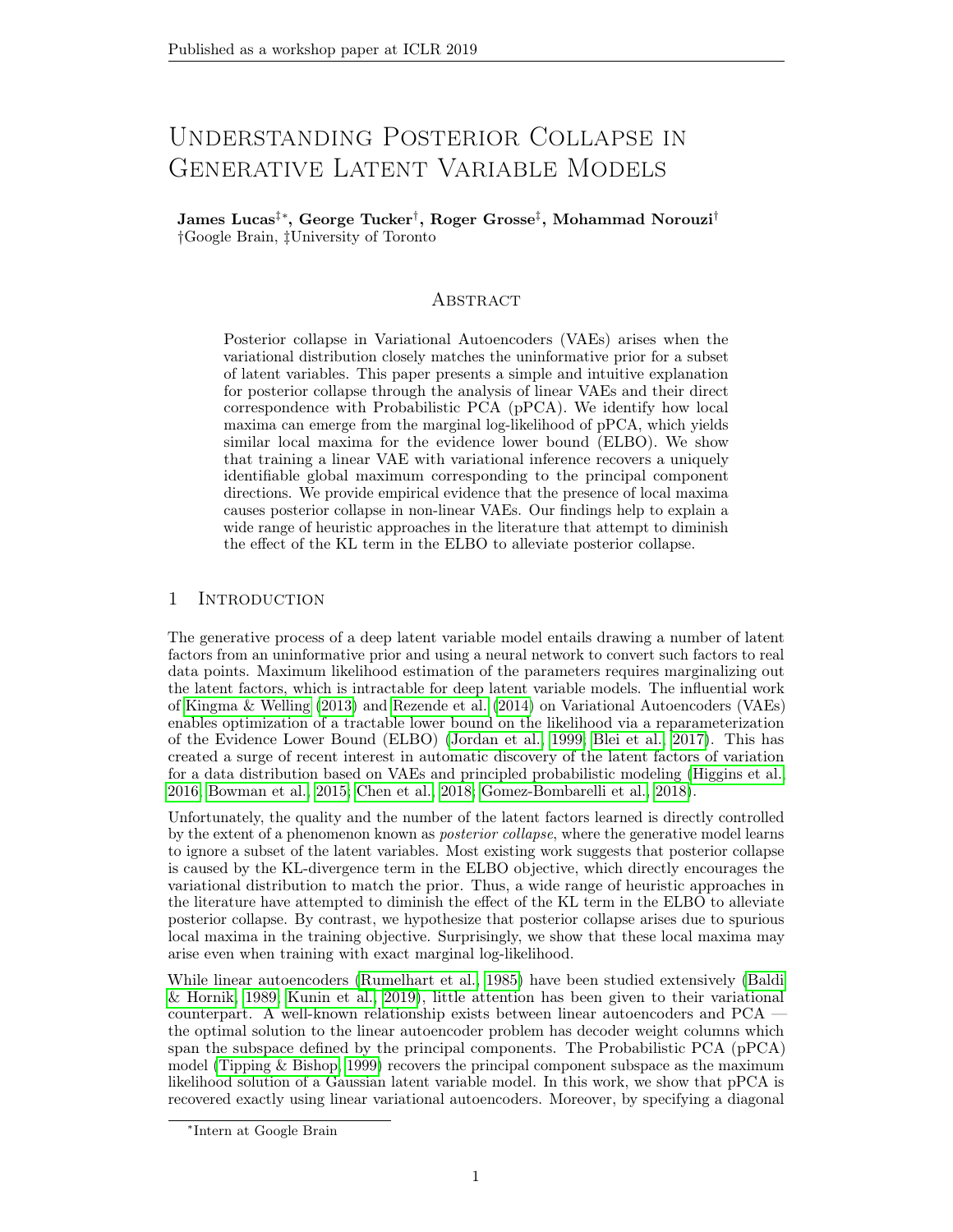# Understanding Posterior Collapse in Generative Latent Variable Models

**James Lucas**[‡*]**, George Tucker**[†]**, Roger Grosse**[‡]**, Mohammad Norouzi**[†]
[†]Google Brain, [‡]University of Toronto

## Abstract

Posterior collapse in Variational Autoencoders (VAEs) arises when the variational distribution closely matches the uninformative prior for a subset of latent variables. This paper presents a simple and intuitive explanation for posterior collapse through the analysis of linear VAEs and their direct correspondence with Probabilistic PCA (pPCA). We identify how local maxima can emerge from the marginal log-likelihood of pPCA, which yields similar local maxima for the evidence lower bound (ELBO). We show that training a linear VAE with variational inference recovers a uniquely identifiable global maximum corresponding to the principal component directions. We provide empirical evidence that the presence of local maxima causes posterior collapse in non-linear VAEs. Our findings help to explain a wide range of heuristic approaches in the literature that attempt to diminish the effect of the KL term in the ELBO to alleviate posterior collapse.

## 1 Introduction

The generative process of a deep latent variable model entails drawing a number of latent factors from an uninformative prior and using a neural network to convert such factors to real data points. Maximum likelihood estimation of the parameters requires marginalizing out the latent factors, which is intractable for deep latent variable models. The influential work of Kingma & Welling (2013) and Rezende et al. (2014) on Variational Autoencoders (VAEs) enables optimization of a tractable lower bound on the likelihood via a reparameterization of the Evidence Lower Bound (ELBO) (Jordan et al., 1999; Blei et al., 2017). This has created a surge of recent interest in automatic discovery of the latent factors of variation for a data distribution based on VAEs and principled probabilistic modeling (Higgins et al., 2016; Bowman et al., 2015; Chen et al., 2018; Gomez-Bombarelli et al., 2018).

Unfortunately, the quality and the number of the latent factors learned is directly controlled by the extent of a phenomenon known as *posterior collapse*, where the generative model learns to ignore a subset of the latent variables. Most existing work suggests that posterior collapse is caused by the KL-divergence term in the ELBO objective, which directly encourages the variational distribution to match the prior. Thus, a wide range of heuristic approaches in the literature have attempted to diminish the effect of the KL term in the ELBO to alleviate posterior collapse. By contrast, we hypothesize that posterior collapse arises due to spurious local maxima in the training objective. Surprisingly, we show that these local maxima may arise even when training with exact marginal log-likelihood.

While linear autoencoders (Rumelhart et al., 1985) have been studied extensively (Baldi & Hornik, 1989; Kunin et al., 2019), little attention has been given to their variational counterpart. A well-known relationship exists between linear autoencoders and PCA — the optimal solution to the linear autoencoder problem has decoder weight columns which span the subspace defined by the principal components. The Probabilistic PCA (pPCA) model (Tipping & Bishop, 1999) recovers the principal component subspace as the maximum likelihood solution of a Gaussian latent variable model. In this work, we show that pPCA is recovered exactly using linear variational autoencoders. Moreover, by specifying a diagonal

*Intern at Google Brain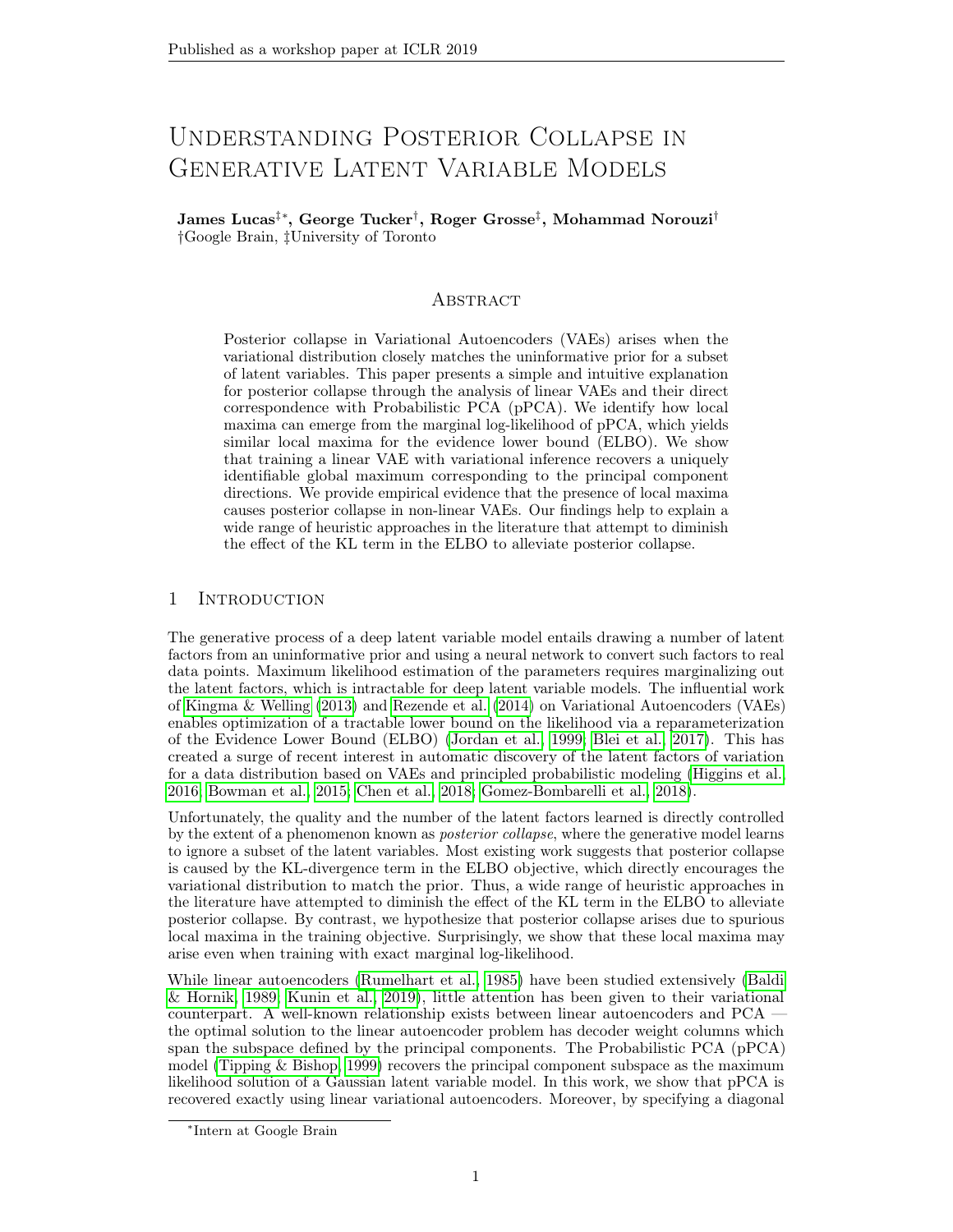# Understanding Posterior Collapse in Generative Latent Variable Models

**James Lucas[‡*], George Tucker[†], Roger Grosse[‡], Mohammad Norouzi[†]**
[†]Google Brain, [‡]University of Toronto

## Abstract

Posterior collapse in Variational Autoencoders (VAEs) arises when the variational distribution closely matches the uninformative prior for a subset of latent variables. This paper presents a simple and intuitive explanation for posterior collapse through the analysis of linear VAEs and their direct correspondence with Probabilistic PCA (pPCA). We identify how local maxima can emerge from the marginal log-likelihood of pPCA, which yields similar local maxima for the evidence lower bound (ELBO). We show that training a linear VAE with variational inference recovers a uniquely identifiable global maximum corresponding to the principal component directions. We provide empirical evidence that the presence of local maxima causes posterior collapse in non-linear VAEs. Our findings help to explain a wide range of heuristic approaches in the literature that attempt to diminish the effect of the KL term in the ELBO to alleviate posterior collapse.

## 1 Introduction

The generative process of a deep latent variable model entails drawing a number of latent factors from an uninformative prior and using a neural network to convert such factors to real data points. Maximum likelihood estimation of the parameters requires marginalizing out the latent factors, which is intractable for deep latent variable models. The influential work of Kingma & Welling (2013) and Rezende et al. (2014) on Variational Autoencoders (VAEs) enables optimization of a tractable lower bound on the likelihood via a reparameterization of the Evidence Lower Bound (ELBO) (Jordan et al., 1999; Blei et al., 2017). This has created a surge of recent interest in automatic discovery of the latent factors of variation for a data distribution based on VAEs and principled probabilistic modeling (Higgins et al., 2016; Bowman et al., 2015; Chen et al., 2018; Gomez-Bombarelli et al., 2018).

Unfortunately, the quality and the number of the latent factors learned is directly controlled by the extent of a phenomenon known as *posterior collapse*, where the generative model learns to ignore a subset of the latent variables. Most existing work suggests that posterior collapse is caused by the KL-divergence term in the ELBO objective, which directly encourages the variational distribution to match the prior. Thus, a wide range of heuristic approaches in the literature have attempted to diminish the effect of the KL term in the ELBO to alleviate posterior collapse. By contrast, we hypothesize that posterior collapse arises due to spurious local maxima in the training objective. Surprisingly, we show that these local maxima may arise even when training with exact marginal log-likelihood.

While linear autoencoders (Rumelhart et al., 1985) have been studied extensively (Baldi & Hornik, 1989; Kunin et al., 2019), little attention has been given to their variational counterpart. A well-known relationship exists between linear autoencoders and PCA — the optimal solution to the linear autoencoder problem has decoder weight columns which span the subspace defined by the principal components. The Probabilistic PCA (pPCA) model (Tipping & Bishop, 1999) recovers the principal component subspace as the maximum likelihood solution of a Gaussian latent variable model. In this work, we show that pPCA is recovered exactly using linear variational autoencoders. Moreover, by specifying a diagonal

[*]Intern at Google Brain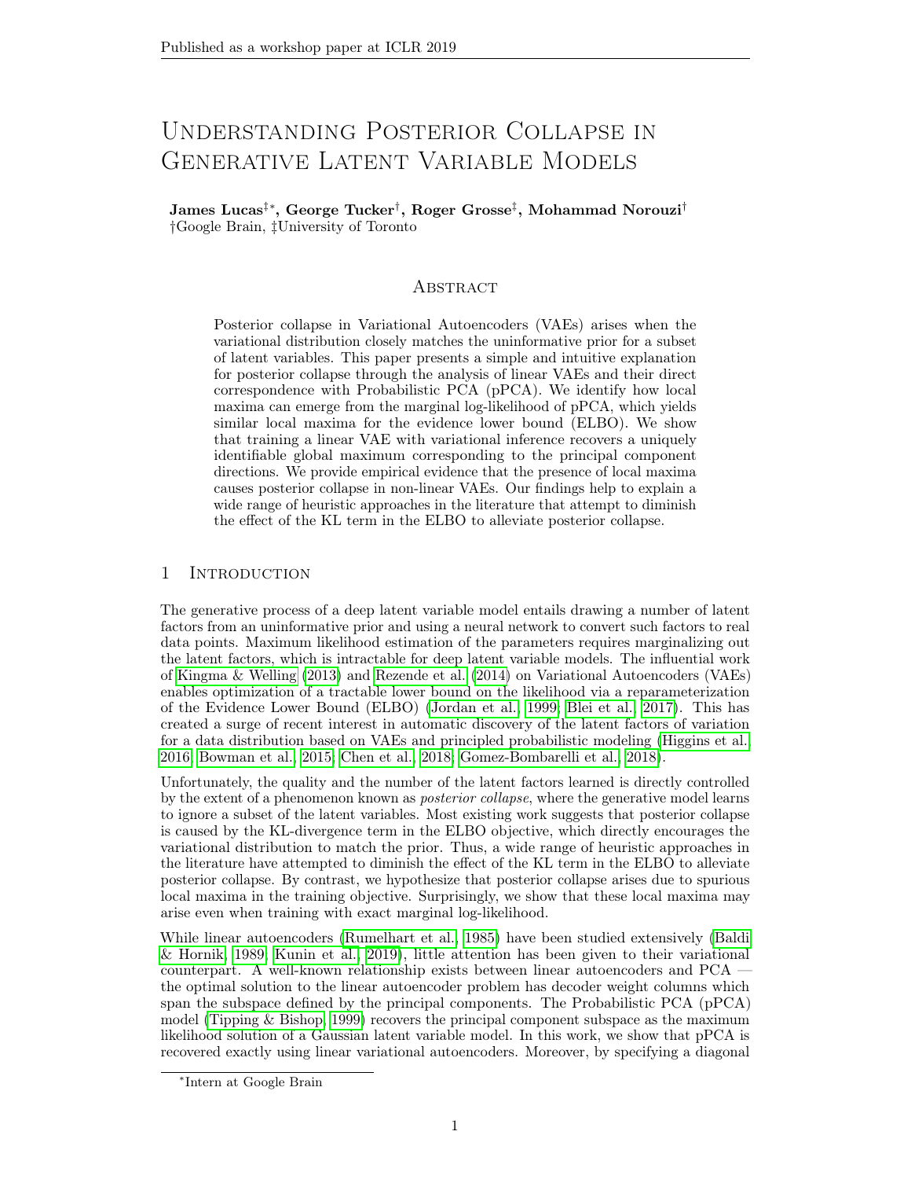# Understanding Posterior Collapse in Generative Latent Variable Models

**James Lucas[‡*], George Tucker[†], Roger Grosse[‡], Mohammad Norouzi[†]**
[†]Google Brain, [‡]University of Toronto

## Abstract

Posterior collapse in Variational Autoencoders (VAEs) arises when the variational distribution closely matches the uninformative prior for a subset of latent variables. This paper presents a simple and intuitive explanation for posterior collapse through the analysis of linear VAEs and their direct correspondence with Probabilistic PCA (pPCA). We identify how local maxima can emerge from the marginal log-likelihood of pPCA, which yields similar local maxima for the evidence lower bound (ELBO). We show that training a linear VAE with variational inference recovers a uniquely identifiable global maximum corresponding to the principal component directions. We provide empirical evidence that the presence of local maxima causes posterior collapse in non-linear VAEs. Our findings help to explain a wide range of heuristic approaches in the literature that attempt to diminish the effect of the KL term in the ELBO to alleviate posterior collapse.

## 1 Introduction

The generative process of a deep latent variable model entails drawing a number of latent factors from an uninformative prior and using a neural network to convert such factors to real data points. Maximum likelihood estimation of the parameters requires marginalizing out the latent factors, which is intractable for deep latent variable models. The influential work of Kingma & Welling (2013) and Rezende et al. (2014) on Variational Autoencoders (VAEs) enables optimization of a tractable lower bound on the likelihood via a reparameterization of the Evidence Lower Bound (ELBO) (Jordan et al., 1999; Blei et al., 2017). This has created a surge of recent interest in automatic discovery of the latent factors of variation for a data distribution based on VAEs and principled probabilistic modeling (Higgins et al., 2016; Bowman et al., 2015; Chen et al., 2018; Gomez-Bombarelli et al., 2018).

Unfortunately, the quality and the number of the latent factors learned is directly controlled by the extent of a phenomenon known as *posterior collapse*, where the generative model learns to ignore a subset of the latent variables. Most existing work suggests that posterior collapse is caused by the KL-divergence term in the ELBO objective, which directly encourages the variational distribution to match the prior. Thus, a wide range of heuristic approaches in the literature have attempted to diminish the effect of the KL term in the ELBO to alleviate posterior collapse. By contrast, we hypothesize that posterior collapse arises due to spurious local maxima in the training objective. Surprisingly, we show that these local maxima may arise even when training with exact marginal log-likelihood.

While linear autoencoders (Rumelhart et al., 1985) have been studied extensively (Baldi & Hornik, 1989; Kunin et al., 2019), little attention has been given to their variational counterpart. A well-known relationship exists between linear autoencoders and PCA — the optimal solution to the linear autoencoder problem has decoder weight columns which span the subspace defined by the principal components. The Probabilistic PCA (pPCA) model (Tipping & Bishop, 1999) recovers the principal component subspace as the maximum likelihood solution of a Gaussian latent variable model. In this work, we show that pPCA is recovered exactly using linear variational autoencoders. Moreover, by specifying a diagonal

[*]Intern at Google Brain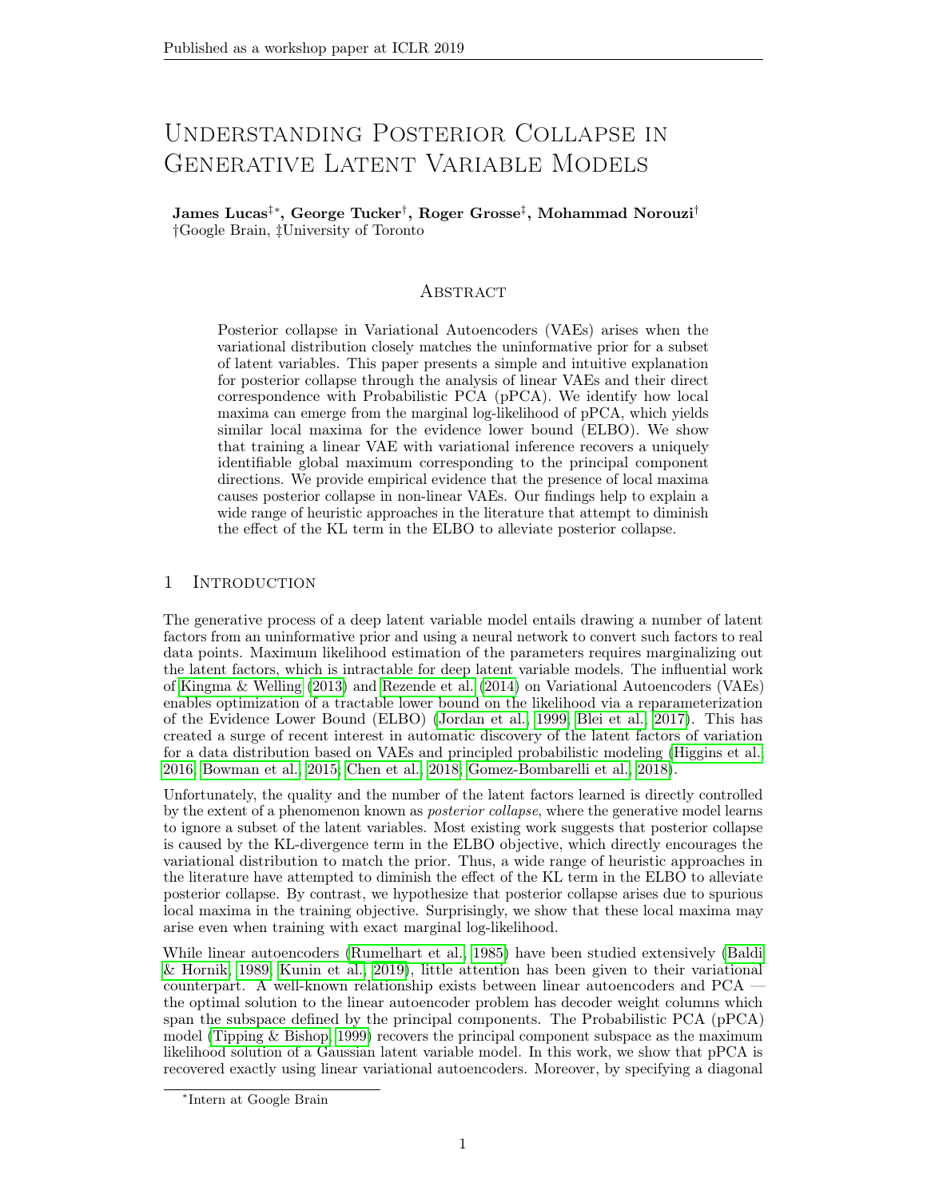# Understanding Posterior Collapse in Generative Latent Variable Models

**James Lucas[‡*], George Tucker[†], Roger Grosse[‡], Mohammad Norouzi[†]**
†Google Brain, ‡University of Toronto

## Abstract

Posterior collapse in Variational Autoencoders (VAEs) arises when the variational distribution closely matches the uninformative prior for a subset of latent variables. This paper presents a simple and intuitive explanation for posterior collapse through the analysis of linear VAEs and their direct correspondence with Probabilistic PCA (pPCA). We identify how local maxima can emerge from the marginal log-likelihood of pPCA, which yields similar local maxima for the evidence lower bound (ELBO). We show that training a linear VAE with variational inference recovers a uniquely identifiable global maximum corresponding to the principal component directions. We provide empirical evidence that the presence of local maxima causes posterior collapse in non-linear VAEs. Our findings help to explain a wide range of heuristic approaches in the literature that attempt to diminish the effect of the KL term in the ELBO to alleviate posterior collapse.

## 1 Introduction

The generative process of a deep latent variable model entails drawing a number of latent factors from an uninformative prior and using a neural network to convert such factors to real data points. Maximum likelihood estimation of the parameters requires marginalizing out the latent factors, which is intractable for deep latent variable models. The influential work of Kingma & Welling (2013) and Rezende et al. (2014) on Variational Autoencoders (VAEs) enables optimization of a tractable lower bound on the likelihood via a reparameterization of the Evidence Lower Bound (ELBO) (Jordan et al., 1999; Blei et al., 2017). This has created a surge of recent interest in automatic discovery of the latent factors of variation for a data distribution based on VAEs and principled probabilistic modeling (Higgins et al., 2016; Bowman et al., 2015; Chen et al., 2018; Gomez-Bombarelli et al., 2018).

Unfortunately, the quality and the number of the latent factors learned is directly controlled by the extent of a phenomenon known as *posterior collapse*, where the generative model learns to ignore a subset of the latent variables. Most existing work suggests that posterior collapse is caused by the KL-divergence term in the ELBO objective, which directly encourages the variational distribution to match the prior. Thus, a wide range of heuristic approaches in the literature have attempted to diminish the effect of the KL term in the ELBO to alleviate posterior collapse. By contrast, we hypothesize that posterior collapse arises due to spurious local maxima in the training objective. Surprisingly, we show that these local maxima may arise even when training with exact marginal log-likelihood.

While linear autoencoders (Rumelhart et al., 1985) have been studied extensively (Baldi & Hornik, 1989; Kunin et al., 2019), little attention has been given to their variational counterpart. A well-known relationship exists between linear autoencoders and PCA — the optimal solution to the linear autoencoder problem has decoder weight columns which span the subspace defined by the principal components. The Probabilistic PCA (pPCA) model (Tipping & Bishop, 1999) recovers the principal component subspace as the maximum likelihood solution of a Gaussian latent variable model. In this work, we show that pPCA is recovered exactly using linear variational autoencoders. Moreover, by specifying a diagonal

*Intern at Google Brain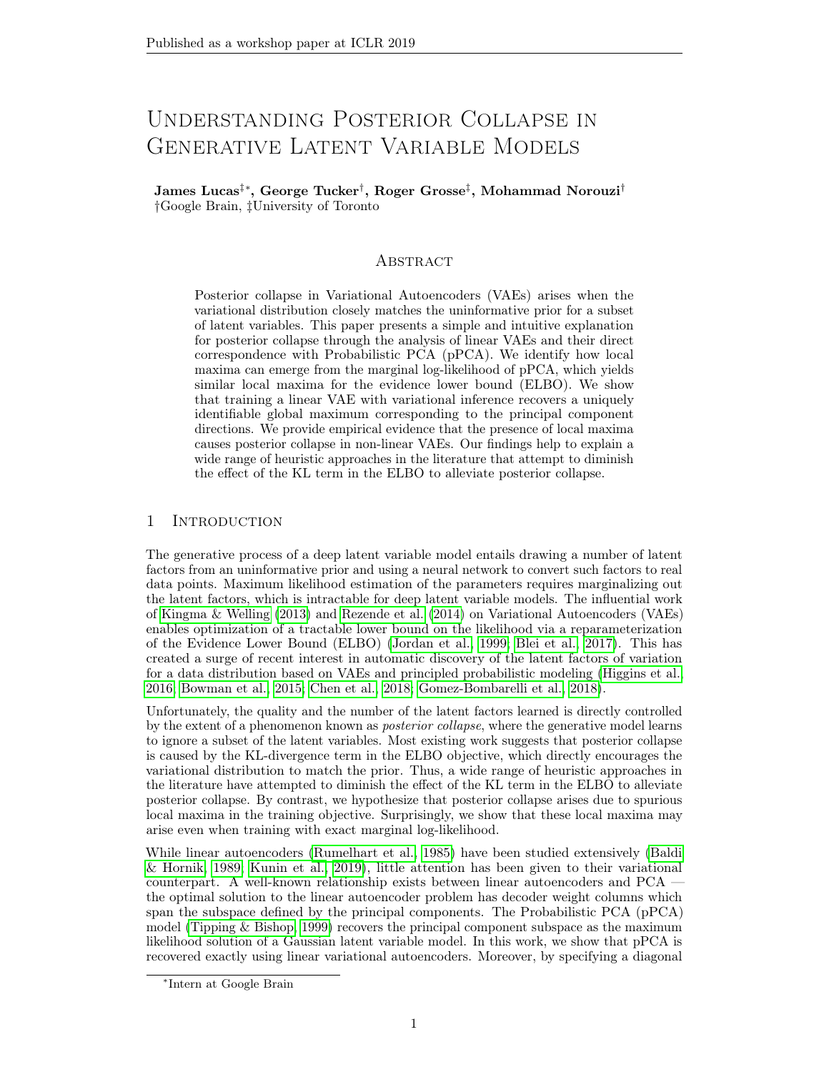# Understanding Posterior Collapse in Generative Latent Variable Models

**James Lucas[‡*], George Tucker[†], Roger Grosse[‡], Mohammad Norouzi[†]**
†Google Brain, ‡University of Toronto

## Abstract

Posterior collapse in Variational Autoencoders (VAEs) arises when the variational distribution closely matches the uninformative prior for a subset of latent variables. This paper presents a simple and intuitive explanation for posterior collapse through the analysis of linear VAEs and their direct correspondence with Probabilistic PCA (pPCA). We identify how local maxima can emerge from the marginal log-likelihood of pPCA, which yields similar local maxima for the evidence lower bound (ELBO). We show that training a linear VAE with variational inference recovers a uniquely identifiable global maximum corresponding to the principal component directions. We provide empirical evidence that the presence of local maxima causes posterior collapse in non-linear VAEs. Our findings help to explain a wide range of heuristic approaches in the literature that attempt to diminish the effect of the KL term in the ELBO to alleviate posterior collapse.

## 1 Introduction

The generative process of a deep latent variable model entails drawing a number of latent factors from an uninformative prior and using a neural network to convert such factors to real data points. Maximum likelihood estimation of the parameters requires marginalizing out the latent factors, which is intractable for deep latent variable models. The influential work of Kingma & Welling (2013) and Rezende et al. (2014) on Variational Autoencoders (VAEs) enables optimization of a tractable lower bound on the likelihood via a reparameterization of the Evidence Lower Bound (ELBO) (Jordan et al., 1999; Blei et al., 2017). This has created a surge of recent interest in automatic discovery of the latent factors of variation for a data distribution based on VAEs and principled probabilistic modeling (Higgins et al., 2016; Bowman et al., 2015; Chen et al., 2018; Gomez-Bombarelli et al., 2018).

Unfortunately, the quality and the number of the latent factors learned is directly controlled by the extent of a phenomenon known as *posterior collapse*, where the generative model learns to ignore a subset of the latent variables. Most existing work suggests that posterior collapse is caused by the KL-divergence term in the ELBO objective, which directly encourages the variational distribution to match the prior. Thus, a wide range of heuristic approaches in the literature have attempted to diminish the effect of the KL term in the ELBO to alleviate posterior collapse. By contrast, we hypothesize that posterior collapse arises due to spurious local maxima in the training objective. Surprisingly, we show that these local maxima may arise even when training with exact marginal log-likelihood.

While linear autoencoders (Rumelhart et al., 1985) have been studied extensively (Baldi & Hornik, 1989; Kunin et al., 2019), little attention has been given to their variational counterpart. A well-known relationship exists between linear autoencoders and PCA — the optimal solution to the linear autoencoder problem has decoder weight columns which span the subspace defined by the principal components. The Probabilistic PCA (pPCA) model (Tipping & Bishop, 1999) recovers the principal component subspace as the maximum likelihood solution of a Gaussian latent variable model. In this work, we show that pPCA is recovered exactly using linear variational autoencoders. Moreover, by specifying a diagonal

[*] Intern at Google Brain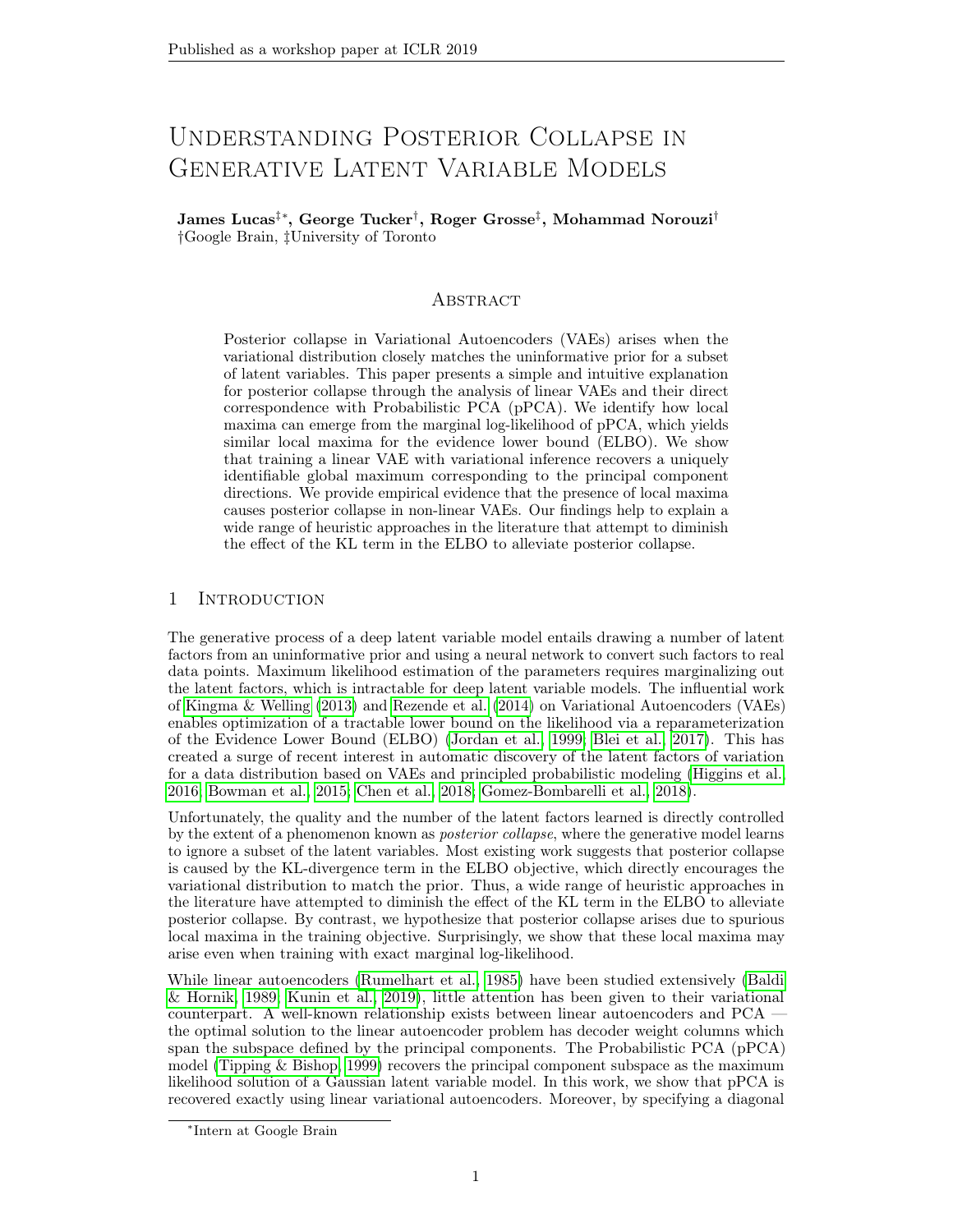# Understanding Posterior Collapse in Generative Latent Variable Models

**James Lucas[‡*], George Tucker[†], Roger Grosse[‡], Mohammad Norouzi[†]**
†Google Brain, ‡University of Toronto

## Abstract

Posterior collapse in Variational Autoencoders (VAEs) arises when the variational distribution closely matches the uninformative prior for a subset of latent variables. This paper presents a simple and intuitive explanation for posterior collapse through the analysis of linear VAEs and their direct correspondence with Probabilistic PCA (pPCA). We identify how local maxima can emerge from the marginal log-likelihood of pPCA, which yields similar local maxima for the evidence lower bound (ELBO). We show that training a linear VAE with variational inference recovers a uniquely identifiable global maximum corresponding to the principal component directions. We provide empirical evidence that the presence of local maxima causes posterior collapse in non-linear VAEs. Our findings help to explain a wide range of heuristic approaches in the literature that attempt to diminish the effect of the KL term in the ELBO to alleviate posterior collapse.

## 1 Introduction

The generative process of a deep latent variable model entails drawing a number of latent factors from an uninformative prior and using a neural network to convert such factors to real data points. Maximum likelihood estimation of the parameters requires marginalizing out the latent factors, which is intractable for deep latent variable models. The influential work of Kingma & Welling (2013) and Rezende et al. (2014) on Variational Autoencoders (VAEs) enables optimization of a tractable lower bound on the likelihood via a reparameterization of the Evidence Lower Bound (ELBO) (Jordan et al., 1999; Blei et al., 2017). This has created a surge of recent interest in automatic discovery of the latent factors of variation for a data distribution based on VAEs and principled probabilistic modeling (Higgins et al., 2016; Bowman et al., 2015; Chen et al., 2018; Gomez-Bombarelli et al., 2018).

Unfortunately, the quality and the number of the latent factors learned is directly controlled by the extent of a phenomenon known as *posterior collapse*, where the generative model learns to ignore a subset of the latent variables. Most existing work suggests that posterior collapse is caused by the KL-divergence term in the ELBO objective, which directly encourages the variational distribution to match the prior. Thus, a wide range of heuristic approaches in the literature have attempted to diminish the effect of the KL term in the ELBO to alleviate posterior collapse. By contrast, we hypothesize that posterior collapse arises due to spurious local maxima in the training objective. Surprisingly, we show that these local maxima may arise even when training with exact marginal log-likelihood.

While linear autoencoders (Rumelhart et al., 1985) have been studied extensively (Baldi & Hornik, 1989; Kunin et al., 2019), little attention has been given to their variational counterpart. A well-known relationship exists between linear autoencoders and PCA — the optimal solution to the linear autoencoder problem has decoder weight columns which span the subspace defined by the principal components. The Probabilistic PCA (pPCA) model (Tipping & Bishop, 1999) recovers the principal component subspace as the maximum likelihood solution of a Gaussian latent variable model. In this work, we show that pPCA is recovered exactly using linear variational autoencoders. Moreover, by specifying a diagonal

[*]Intern at Google Brain